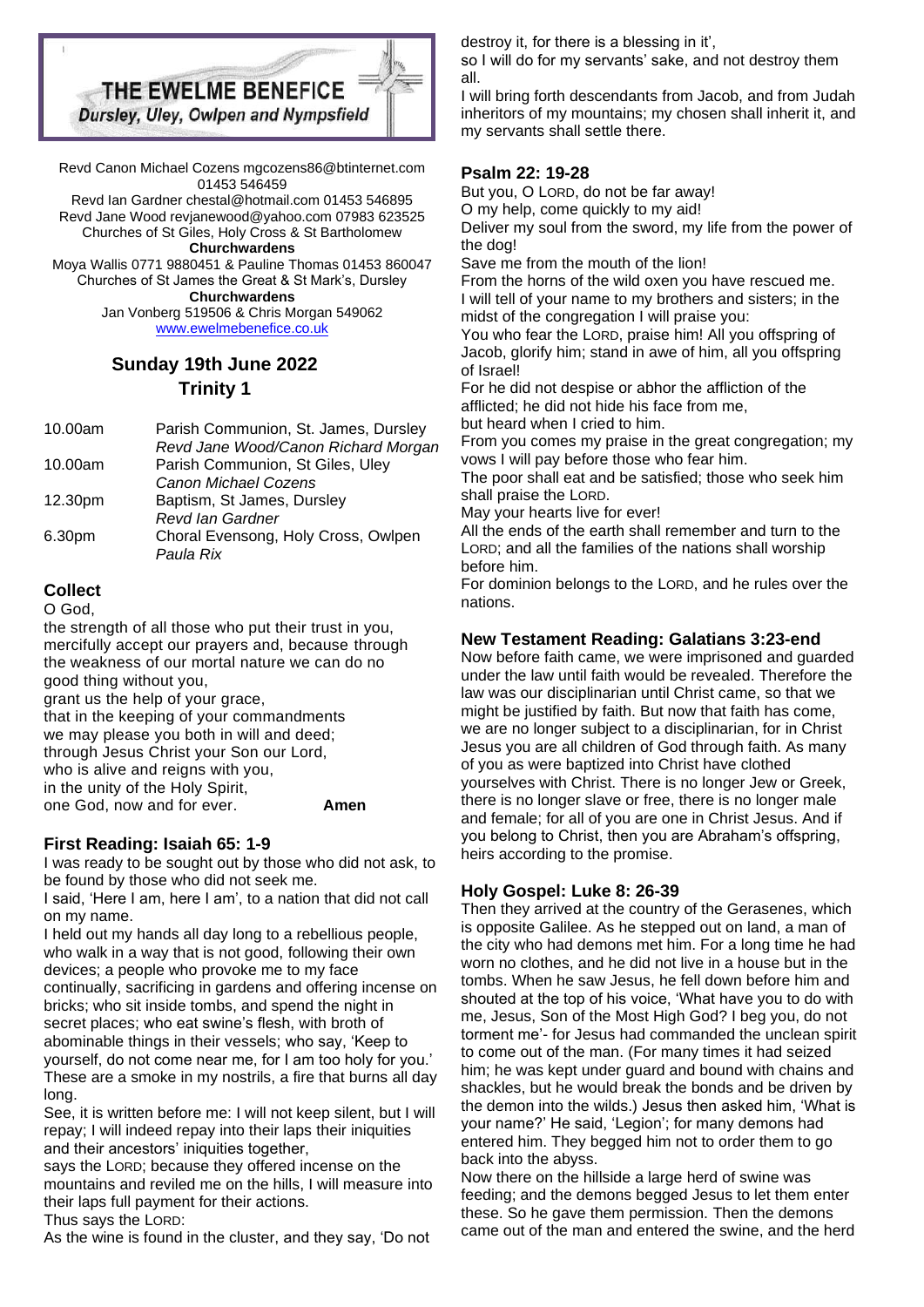# THE EWELME BENEFICE

**Dursley, Uley, Owlpen and Nympsfield**

Revd Canon Michael Cozens mgcozens86@btinternet.com 01453 546459
Revd Ian Gardner chestal@hotmail.com 01453 546895
Revd Jane Wood revjanewood@yahoo.com 07983 623525
Churches of St Giles, Holy Cross & St Bartholomew
**Churchwardens**
Moya Wallis 0771 9880451 & Pauline Thomas 01453 860047
Churches of St James the Great & St Mark's, Dursley
**Churchwardens**
Jan Vonberg 519506 & Chris Morgan 549062
www.ewelmebenefice.co.uk

## Sunday 19th June 2022
## Trinity 1

| | |
|---|---|
| 10.00am | Parish Communion, St. James, Dursley<br>*Revd Jane Wood/Canon Richard Morgan* |
| 10.00am | Parish Communion, St Giles, Uley<br>*Canon Michael Cozens* |
| 12.30pm | Baptism, St James, Dursley<br>*Revd Ian Gardner* |
| 6.30pm | Choral Evensong, Holy Cross, Owlpen<br>*Paula Rix* |

### Collect

O God,
the strength of all those who put their trust in you,
mercifully accept our prayers and, because through the weakness of our mortal nature we can do no good thing without you,
grant us the help of your grace,
that in the keeping of your commandments
we may please you both in will and deed;
through Jesus Christ your Son our Lord,
who is alive and reigns with you,
in the unity of the Holy Spirit,
one God, now and for ever. **Amen**

### First Reading: Isaiah 65: 1-9

I was ready to be sought out by those who did not ask, to be found by those who did not seek me.

I said, 'Here I am, here I am', to a nation that did not call on my name.

I held out my hands all day long to a rebellious people, who walk in a way that is not good, following their own devices; a people who provoke me to my face continually, sacrificing in gardens and offering incense on bricks; who sit inside tombs, and spend the night in secret places; who eat swine's flesh, with broth of abominable things in their vessels; who say, 'Keep to yourself, do not come near me, for I am too holy for you.' These are a smoke in my nostrils, a fire that burns all day long.

See, it is written before me: I will not keep silent, but I will repay; I will indeed repay into their laps their iniquities and their ancestors' iniquities together,

says the LORD; because they offered incense on the mountains and reviled me on the hills, I will measure into their laps full payment for their actions.

Thus says the LORD:

As the wine is found in the cluster, and they say, 'Do not destroy it, for there is a blessing in it',

so I will do for my servants' sake, and not destroy them all.

I will bring forth descendants from Jacob, and from Judah inheritors of my mountains; my chosen shall inherit it, and my servants shall settle there.

### Psalm 22: 19-28

But you, O LORD, do not be far away!

O my help, come quickly to my aid!

Deliver my soul from the sword, my life from the power of the dog!

Save me from the mouth of the lion!

From the horns of the wild oxen you have rescued me.

I will tell of your name to my brothers and sisters; in the midst of the congregation I will praise you:

You who fear the LORD, praise him! All you offspring of Jacob, glorify him; stand in awe of him, all you offspring of Israel!

For he did not despise or abhor the affliction of the afflicted; he did not hide his face from me,

but heard when I cried to him.

From you comes my praise in the great congregation; my vows I will pay before those who fear him.

The poor shall eat and be satisfied; those who seek him shall praise the LORD.

May your hearts live for ever!

All the ends of the earth shall remember and turn to the LORD; and all the families of the nations shall worship before him.

For dominion belongs to the LORD, and he rules over the nations.

### New Testament Reading: Galatians 3:23-end

Now before faith came, we were imprisoned and guarded under the law until faith would be revealed. Therefore the law was our disciplinarian until Christ came, so that we might be justified by faith. But now that faith has come, we are no longer subject to a disciplinarian, for in Christ Jesus you are all children of God through faith. As many of you as were baptized into Christ have clothed yourselves with Christ. There is no longer Jew or Greek, there is no longer slave or free, there is no longer male and female; for all of you are one in Christ Jesus. And if you belong to Christ, then you are Abraham's offspring, heirs according to the promise.

### Holy Gospel: Luke 8: 26-39

Then they arrived at the country of the Gerasenes, which is opposite Galilee. As he stepped out on land, a man of the city who had demons met him. For a long time he had worn no clothes, and he did not live in a house but in the tombs. When he saw Jesus, he fell down before him and shouted at the top of his voice, 'What have you to do with me, Jesus, Son of the Most High God? I beg you, do not torment me'- for Jesus had commanded the unclean spirit to come out of the man. (For many times it had seized him; he was kept under guard and bound with chains and shackles, but he would break the bonds and be driven by the demon into the wilds.) Jesus then asked him, 'What is your name?' He said, 'Legion'; for many demons had entered him. They begged him not to order them to go back into the abyss.

Now there on the hillside a large herd of swine was feeding; and the demons begged Jesus to let them enter these. So he gave them permission. Then the demons came out of the man and entered the swine, and the herd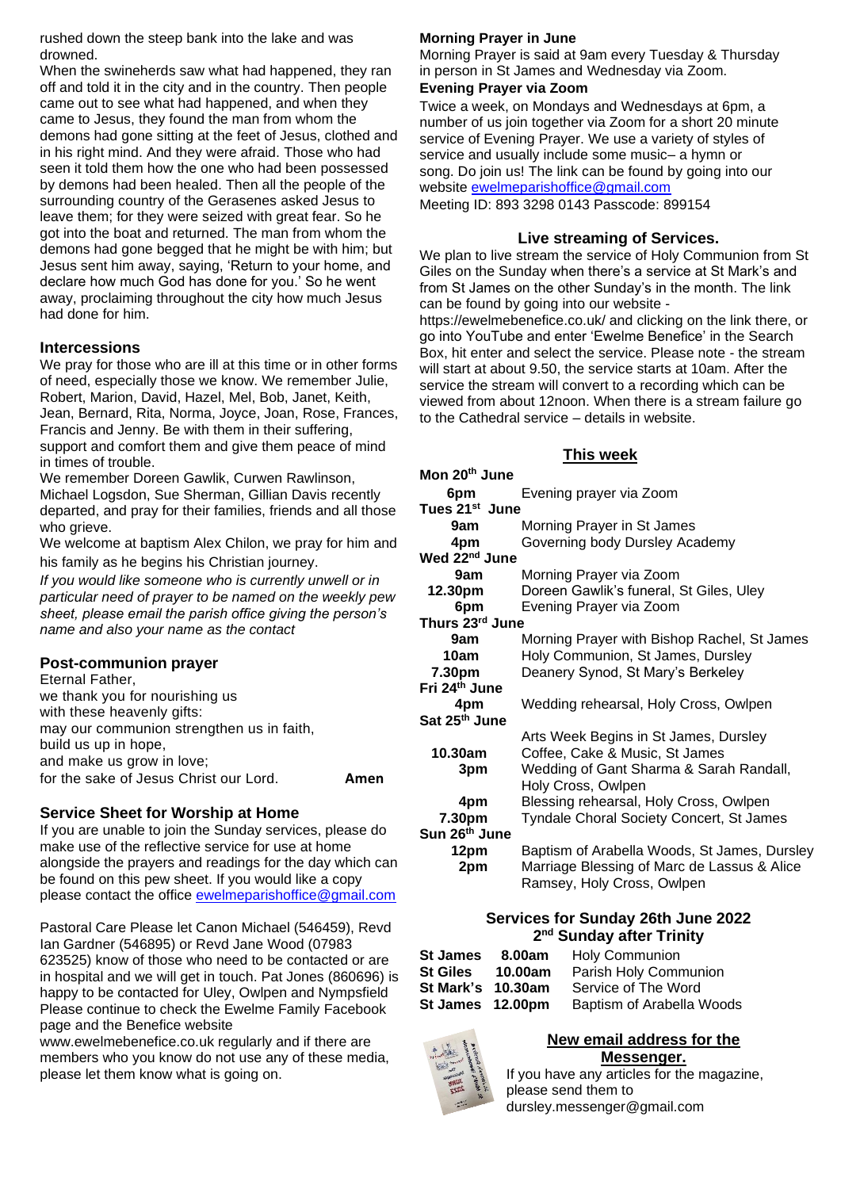rushed down the steep bank into the lake and was drowned.

When the swineherds saw what had happened, they ran off and told it in the city and in the country. Then people came out to see what had happened, and when they came to Jesus, they found the man from whom the demons had gone sitting at the feet of Jesus, clothed and in his right mind. And they were afraid. Those who had seen it told them how the one who had been possessed by demons had been healed. Then all the people of the surrounding country of the Gerasenes asked Jesus to leave them; for they were seized with great fear. So he got into the boat and returned. The man from whom the demons had gone begged that he might be with him; but Jesus sent him away, saying, 'Return to your home, and declare how much God has done for you.' So he went away, proclaiming throughout the city how much Jesus had done for him.

## Intercessions

We pray for those who are ill at this time or in other forms of need, especially those we know. We remember Julie, Robert, Marion, David, Hazel, Mel, Bob, Janet, Keith, Jean, Bernard, Rita, Norma, Joyce, Joan, Rose, Frances, Francis and Jenny. Be with them in their suffering, support and comfort them and give them peace of mind in times of trouble.

We remember Doreen Gawlik, Curwen Rawlinson, Michael Logsdon, Sue Sherman, Gillian Davis recently departed, and pray for their families, friends and all those who grieve.

We welcome at baptism Alex Chilon, we pray for him and his family as he begins his Christian journey.

*If you would like someone who is currently unwell or in particular need of prayer to be named on the weekly pew sheet, please email the parish office giving the person's name and also your name as the contact*

## Post-communion prayer

Eternal Father,
we thank you for nourishing us
with these heavenly gifts:
may our communion strengthen us in faith,
build us up in hope,
and make us grow in love;
for the sake of Jesus Christ our Lord. **Amen**

## Service Sheet for Worship at Home

If you are unable to join the Sunday services, please do make use of the reflective service for use at home alongside the prayers and readings for the day which can be found on this pew sheet. If you would like a copy please contact the office ewelmeparishoffice@gmail.com

Pastoral Care Please let Canon Michael (546459), Revd Ian Gardner (546895) or Revd Jane Wood (07983 623525) know of those who need to be contacted or are in hospital and we will get in touch. Pat Jones (860696) is happy to be contacted for Uley, Owlpen and Nympsfield Please continue to check the Ewelme Family Facebook page and the Benefice website www.ewelmebenefice.co.uk regularly and if there are members who you know do not use any of these media, please let them know what is going on.

**Morning Prayer in June**

Morning Prayer is said at 9am every Tuesday & Thursday in person in St James and Wednesday via Zoom.

**Evening Prayer via Zoom**

Twice a week, on Mondays and Wednesdays at 6pm, a number of us join together via Zoom for a short 20 minute service of Evening Prayer. We use a variety of styles of service and usually include some music– a hymn or song. Do join us! The link can be found by going into our website ewelmeparishoffice@gmail.com

Meeting ID: 893 3298 0143 Passcode: 899154

## Live streaming of Services.

We plan to live stream the service of Holy Communion from St Giles on the Sunday when there's a service at St Mark's and from St James on the other Sunday's in the month. The link can be found by going into our website - https://ewelmebenefice.co.uk/ and clicking on the link there, or go into YouTube and enter 'Ewelme Benefice' in the Search Box, hit enter and select the service. Please note - the stream will start at about 9.50, the service starts at 10am. After the service the stream will convert to a recording which can be viewed from about 12noon. When there is a stream failure go to the Cathedral service – details in website.

## This week

**Mon 20th June**

| | |
|---|---|
| **6pm** | Evening prayer via Zoom |

**Tues 21st June**

| | |
|---|---|
| **9am** | Morning Prayer in St James |
| **4pm** | Governing body Dursley Academy |

**Wed 22nd June**

| | |
|---|---|
| **9am** | Morning Prayer via Zoom |
| **12.30pm** | Doreen Gawlik's funeral, St Giles, Uley |
| **6pm** | Evening Prayer via Zoom |

**Thurs 23rd June**

| | |
|---|---|
| **9am** | Morning Prayer with Bishop Rachel, St James |
| **10am** | Holy Communion, St James, Dursley |
| **7.30pm** | Deanery Synod, St Mary's Berkeley |

**Fri 24th June**

| | |
|---|---|
| **4pm** | Wedding rehearsal, Holy Cross, Owlpen |

**Sat 25th June**

| | |
|---|---|
| | Arts Week Begins in St James, Dursley |
| **10.30am** | Coffee, Cake & Music, St James |
| **3pm** | Wedding of Gant Sharma & Sarah Randall, Holy Cross, Owlpen |
| **4pm** | Blessing rehearsal, Holy Cross, Owlpen |
| **7.30pm** | Tyndale Choral Society Concert, St James |

**Sun 26th June**

| | |
|---|---|
| **12pm** | Baptism of Arabella Woods, St James, Dursley |
| **2pm** | Marriage Blessing of Marc de Lassus & Alice Ramsey, Holy Cross, Owlpen |

## Services for Sunday 26th June 2022
### 2nd Sunday after Trinity

| | | |
|---|---|---|
| **St James** | **8.00am** | Holy Communion |
| **St Giles** | **10.00am** | Parish Holy Communion |
| **St Mark's** | **10.30am** | Service of The Word |
| **St James** | **12.00pm** | Baptism of Arabella Woods |

## New email address for the Messenger.

If you have any articles for the magazine, please send them to dursley.messenger@gmail.com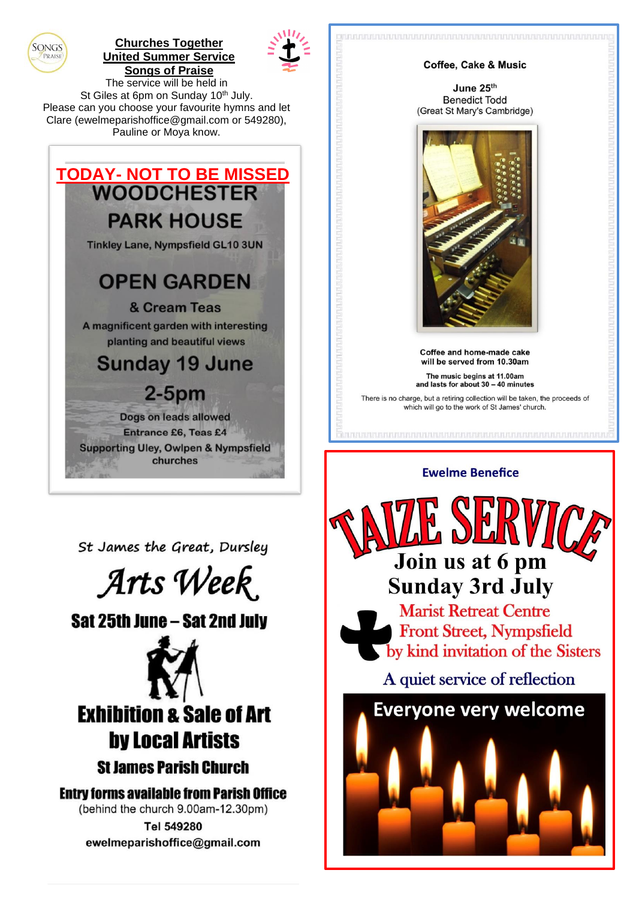## Churches Together United Summer Service Songs of Praise

The service will be held in St Giles at 6pm on Sunday 10th July.

Please can you choose your favourite hymns and let Clare (ewelmeparishoffice@gmail.com or 549280), Pauline or Moya know.

## TODAY- NOT TO BE MISSED

# WOODCHESTER PARK HOUSE

Tinkley Lane, Nympsfield GL10 3UN

## OPEN GARDEN

& Cream Teas

A magnificent garden with interesting planting and beautiful views

**Sunday 19 June**

**2-5pm**

Dogs on leads allowed

Entrance £6, Teas £4

Supporting Uley, Owlpen & Nympsfield churches

St James the Great, Dursley

# Arts Week

**Sat 25th June – Sat 2nd July**

## Exhibition & Sale of Art by Local Artists

**St James Parish Church**

**Entry forms available from Parish Office**

(behind the church 9.00am-12.30pm)

Tel 549280

ewelmeparishoffice@gmail.com

## Coffee, Cake & Music

**June 25th**

Benedict Todd

(Great St Mary's Cambridge)

Coffee and home-made cake will be served from 10.30am

The music begins at 11.00am and lasts for about 30 – 40 minutes

There is no charge, but a retiring collection will be taken, the proceeds of which will go to the work of St James' church.

**Ewelme Benefice**

# TAIZE SERVICE

**Join us at 6 pm Sunday 3rd July**

Marist Retreat Centre

Front Street, Nympsfield

by kind invitation of the Sisters

A quiet service of reflection

**Everyone very welcome**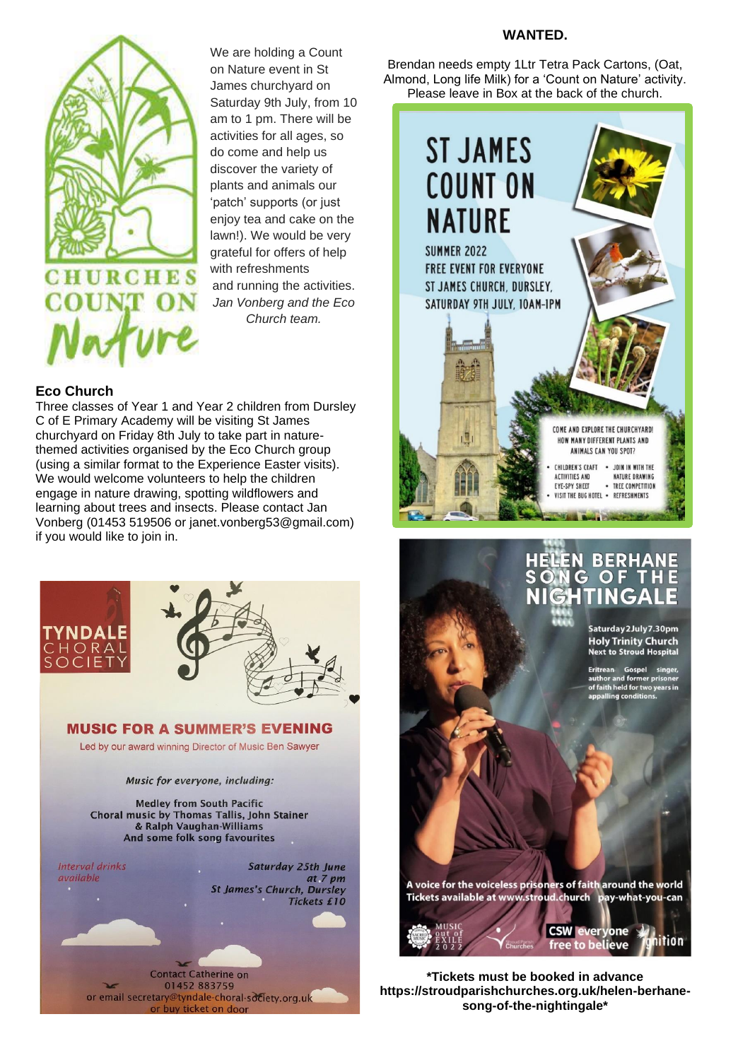We are holding a Count on Nature event in St James churchyard on Saturday 9th July, from 10 am to 1 pm. There will be activities for all ages, so do come and help us discover the variety of plants and animals our 'patch' supports (or just enjoy tea and cake on the lawn!). We would be very grateful for offers of help with refreshments and running the activities.

*Jan Vonberg and the Eco Church team.*

CHURCHES COUNT ON Nature

## Eco Church

Three classes of Year 1 and Year 2 children from Dursley C of E Primary Academy will be visiting St James churchyard on Friday 8th July to take part in nature-themed activities organised by the Eco Church group (using a similar format to the Experience Easter visits). We would welcome volunteers to help the children engage in nature drawing, spotting wildflowers and learning about trees and insects. Please contact Jan Vonberg (01453 519506 or janet.vonberg53@gmail.com) if you would like to join in.

TYNDALE CHORAL SOCIETY

**MUSIC FOR A SUMMER'S EVENING**

Led by our award winning Director of Music Ben Sawyer

*Music for everyone, including:*

Medley from South Pacific
Choral music by Thomas Tallis, John Stainer & Ralph Vaughan-Williams
And some folk song favourites

*Interval drinks available*

*Saturday 25th June at 7 pm*
*St James's Church, Dursley*
*Tickets £10*

Contact Catherine on 01452 883759
or email secretary@tyndale-choral-society.org.uk
or buy ticket on door

**WANTED.**

Brendan needs empty 1Ltr Tetra Pack Cartons, (Oat, Almond, Long life Milk) for a 'Count on Nature' activity. Please leave in Box at the back of the church.

ST JAMES COUNT ON NATURE

SUMMER 2022
FREE EVENT FOR EVERYONE
ST JAMES CHURCH, DURSLEY,
SATURDAY 9TH JULY, 10AM-1PM

COME AND EXPLORE THE CHURCHYARD! HOW MANY DIFFERENT PLANTS AND ANIMALS CAN YOU SPOT?

- CHILDREN'S CRAFT ACTIVITIES AND EYE-SPY SHEET
- JOIN IN WITH THE NATURE DRAWING
- TREE COMPETITION
- VISIT THE BUG HOTEL
- REFRESHMENTS

HELEN BERHANE
SONG OF THE NIGHTINGALE

Saturday 2 July 7.30pm
Holy Trinity Church
Next to Stroud Hospital

Eritrean Gospel singer, author and former prisoner of faith held for two years in appalling conditions.

A voice for the voiceless prisoners of faith around the world
Tickets available at www.stroud.church pay-what-you-can

MUSIC out of EXILE 2022 · Stroud Parish Churches · CSW everyone free to believe · Ignition

**\*Tickets must be booked in advance https://stroudparishchurches.org.uk/helen-berhane-song-of-the-nightingale\***